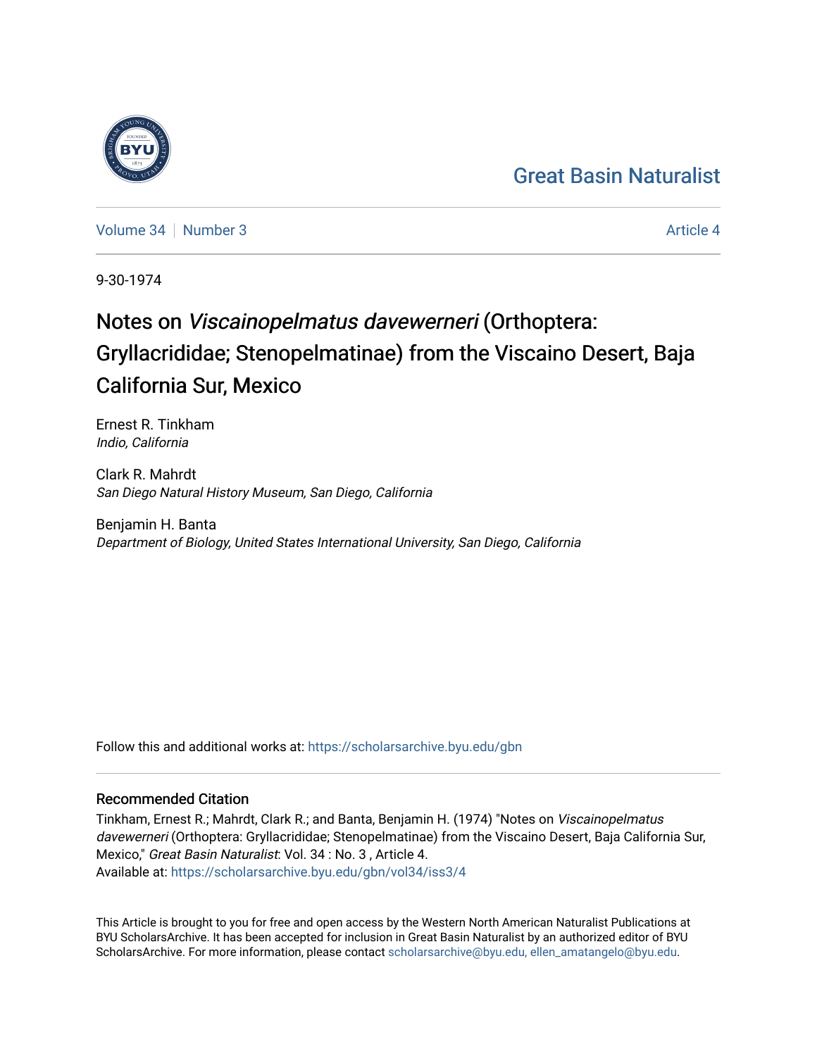Great Basin Naturalist

Volume 34 | Number 3 — Article 4

9-30-1974

# Notes on *Viscainopelmatus davewerneri* (Orthoptera: Gryllacrididae; Stenopelmatinae) from the Viscaino Desert, Baja California Sur, Mexico

Ernest R. Tinkham
*Indio, California*

Clark R. Mahrdt
*San Diego Natural History Museum, San Diego, California*

Benjamin H. Banta
*Department of Biology, United States International University, San Diego, California*

Follow this and additional works at: https://scholarsarchive.byu.edu/gbn

## Recommended Citation

Tinkham, Ernest R.; Mahrdt, Clark R.; and Banta, Benjamin H. (1974) "Notes on *Viscainopelmatus davewerneri* (Orthoptera: Gryllacrididae; Stenopelmatinae) from the Viscaino Desert, Baja California Sur, Mexico," *Great Basin Naturalist*: Vol. 34 : No. 3 , Article 4.
Available at: https://scholarsarchive.byu.edu/gbn/vol34/iss3/4

This Article is brought to you for free and open access by the Western North American Naturalist Publications at BYU ScholarsArchive. It has been accepted for inclusion in Great Basin Naturalist by an authorized editor of BYU ScholarsArchive. For more information, please contact scholarsarchive@byu.edu, ellen_amatangelo@byu.edu.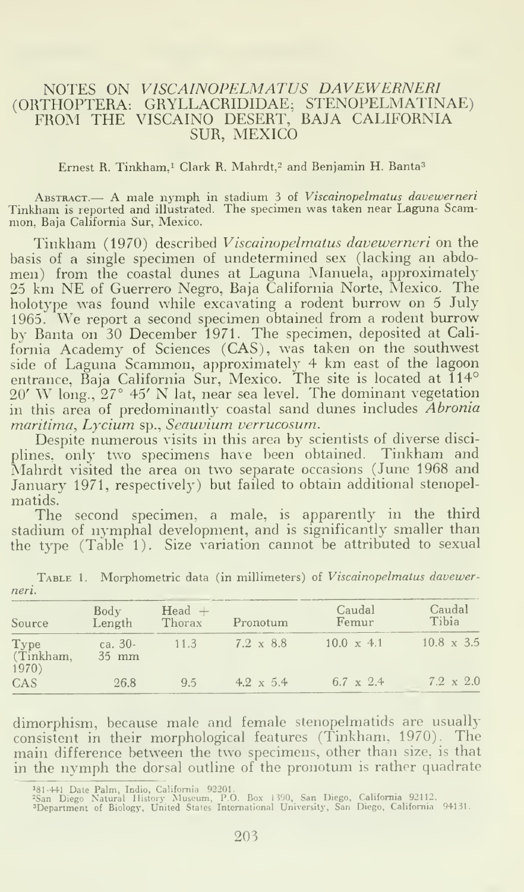# NOTES ON *VISCAINOPELMATUS DAVEWERNERI* (ORTHOPTERA: GRYLLACRIDIDAE; STENOPELMATINAE) FROM THE VISCAINO DESERT, BAJA CALIFORNIA SUR, MEXICO

Ernest R. Tinkham,[1] Clark R. Mahrdt,[2] and Benjamin H. Banta[3]

ABSTRACT.— A male nymph in stadium 3 of *Viscainopelmatus davewerneri* Tinkham is reported and illustrated. The specimen was taken near Laguna Scammon, Baja California Sur, Mexico.

Tinkham (1970) described *Viscainopelmatus davewerneri* on the basis of a single specimen of undetermined sex (lacking an abdomen) from the coastal dunes at Laguna Manuela, approximately 25 km NE of Guerrero Negro, Baja California Norte, Mexico. The holotype was found while excavating a rodent burrow on 5 July 1965. We report a second specimen obtained from a rodent burrow by Banta on 30 December 1971. The specimen, deposited at California Academy of Sciences (CAS), was taken on the southwest side of Laguna Scammon, approximately 4 km east of the lagoon entrance, Baja California Sur, Mexico. The site is located at 114° 20′ W long., 27° 45′ N lat, near sea level. The dominant vegetation in this area of predominantly coastal sand dunes includes *Abronia maritima*, *Lycium* sp., *Seauvium verrucosum*.

Despite numerous visits in this area by scientists of diverse disciplines, only two specimens have been obtained. Tinkham and Mahrdt visited the area on two separate occasions (June 1968 and January 1971, respectively) but failed to obtain additional stenopelmatids.

The second specimen, a male, is apparently in the third stadium of nymphal development, and is significantly smaller than the type (Table 1). Size variation cannot be attributed to sexual dimorphism, because male and female stenopelmatids are usually consistent in their morphological features (Tinkham, 1970). The main difference between the two specimens, other than size, is that in the nymph the dorsal outline of the pronotum is rather quadrate

TABLE 1. Morphometric data (in millimeters) of *Viscainopelmatus davewerneri*.

| Source | Body Length | Head + Thorax | Pronotum | Caudal Femur | Caudal Tibia |
|---|---|---|---|---|---|
| Type (Tinkham, 1970) | ca. 30-35 mm | 11.3 | 7.2 x 8.8 | 10.0 x 4.1 | 10.8 x 3.5 |
| CAS | 26.8 | 9.5 | 4.2 x 5.4 | 6.7 x 2.4 | 7.2 x 2.0 |

[1] 81-441 Date Palm, Indio, California 92201.
[2] San Diego Natural History Museum, P.O. Box 1390, San Diego, California 92112.
[3] Department of Biology, United States International University, San Diego, California 94131.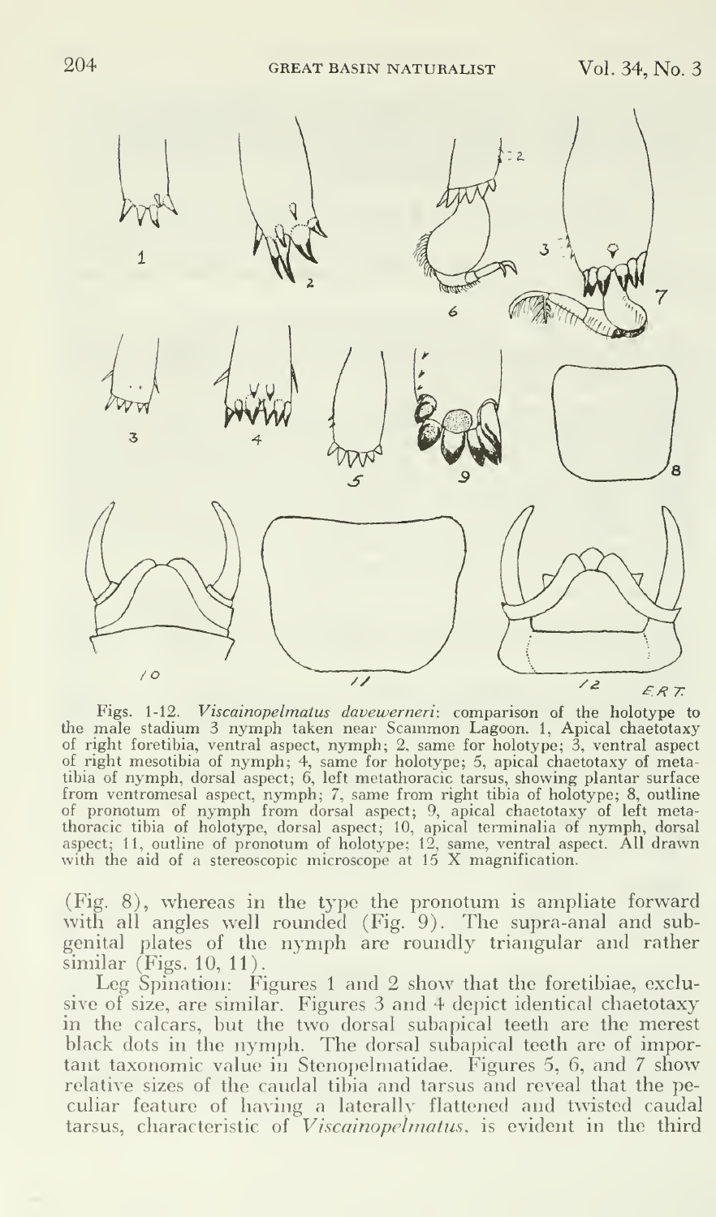Figs. 1-12. *Viscainopelmatus davewerneri*: comparison of the holotype to the male stadium 3 nymph taken near Scammon Lagoon. 1, Apical chaetotaxy of right foretibia, ventral aspect, nymph; 2, same for holotype; 3, ventral aspect of right mesotibia of nymph; 4, same for holotype; 5, apical chaetotaxy of metatibia of nymph, dorsal aspect; 6, left metathoracic tarsus, showing plantar surface from ventromesal aspect, nymph; 7, same from right tibia of holotype; 8, outline of pronotum of nymph from dorsal aspect; 9, apical chaetotaxy of left metathoracic tibia of holotype, dorsal aspect; 10, apical terminalia of nymph, dorsal aspect; 11, outline of pronotum of holotype; 12, same, ventral aspect. All drawn with the aid of a stereoscopic microscope at 15 X magnification.

(Fig. 8), whereas in the type the pronotum is ampliate forward with all angles well rounded (Fig. 9). The supra-anal and subgenital plates of the nymph are roundly triangular and rather similar (Figs. 10, 11).

Leg Spination: Figures 1 and 2 show that the foretibiae, exclusive of size, are similar. Figures 3 and 4 depict identical chaetotaxy in the calcars, but the two dorsal subapical teeth are the merest black dots in the nymph. The dorsal subapical teeth are of important taxonomic value in Stenopelmatidae. Figures 5, 6, and 7 show relative sizes of the caudal tibia and tarsus and reveal that the peculiar feature of having a laterally flattened and twisted caudal tarsus, characteristic of *Viscainopelmatus*, is evident in the third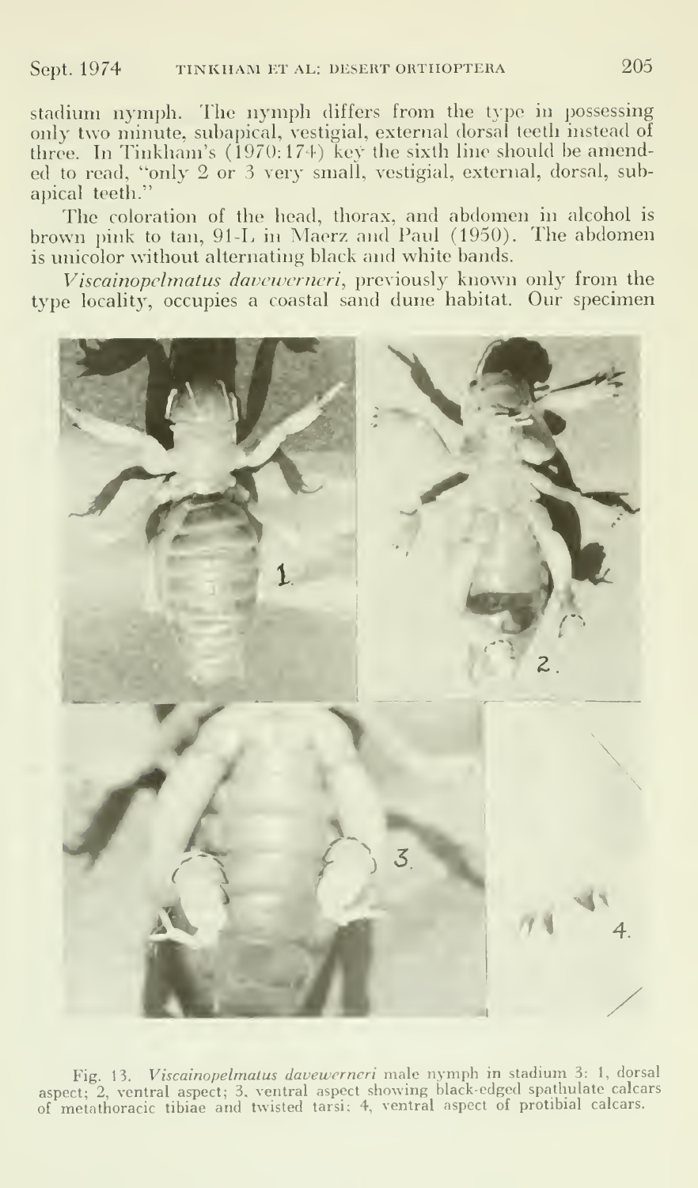stadium nymph. The nymph differs from the type in possessing only two minute, subapical, vestigial, external dorsal teeth instead of three. In Tinkham's (1970:174) key the sixth line should be amended to read, "only 2 or 3 very small, vestigial, external, dorsal, subapical teeth."

The coloration of the head, thorax, and abdomen in alcohol is brown pink to tan, 91-L in Maerz and Paul (1950). The abdomen is unicolor without alternating black and white bands.

*Viscainopelmatus davewerneri*, previously known only from the type locality, occupies a coastal sand dune habitat. Our specimen

Fig. 13. *Viscainopelmatus davewerneri* male nymph in stadium 3: 1, dorsal aspect; 2, ventral aspect; 3, ventral aspect showing black-edged spathulate calcars of metathoracic tibiae and twisted tarsi; 4, ventral aspect of protibial calcars.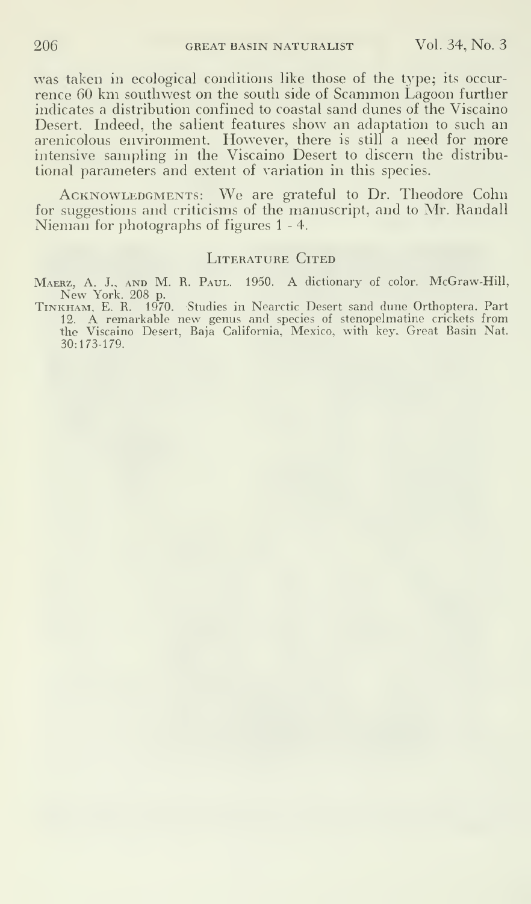was taken in ecological conditions like those of the type; its occurrence 60 km southwest on the south side of Scammon Lagoon further indicates a distribution confined to coastal sand dunes of the Viscaino Desert. Indeed, the salient features show an adaptation to such an arenicolous environment. However, there is still a need for more intensive sampling in the Viscaino Desert to discern the distributional parameters and extent of variation in this species.

Acknowledgments: We are grateful to Dr. Theodore Cohn for suggestions and criticisms of the manuscript, and to Mr. Randall Nieman for photographs of figures 1 - 4.

## Literature Cited

Maerz, A. J., and M. R. Paul. 1950. A dictionary of color. McGraw-Hill, New York. 208 p.

Tinkham, E. R. 1970. Studies in Nearctic Desert sand dune Orthoptera. Part 12. A remarkable new genus and species of stenopelmatine crickets from the Viscaino Desert, Baja California, Mexico, with key. Great Basin Nat. 30:173-179.